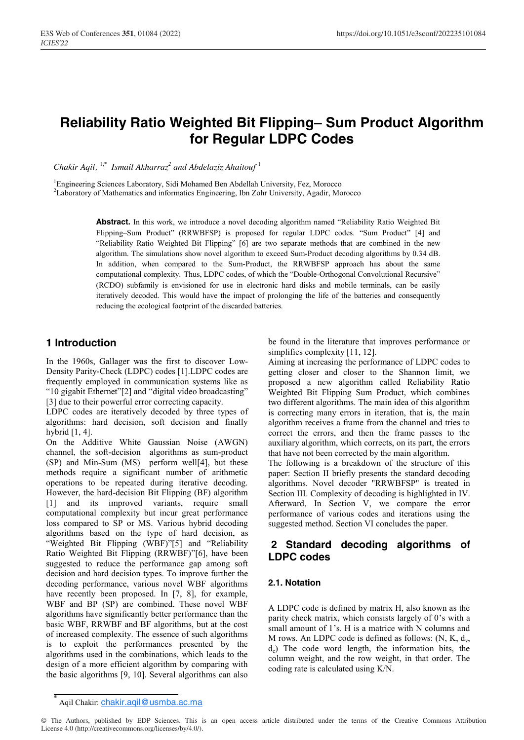# Reliability Ratio Weighted Bit Flipping– Sum Product Algorithm for Regular LDPC Codes

*Chakir Aqil,* [1,*] *Ismail Akharraz*[2] *and Abdelaziz Ahaitouf* [1]

[1]Engineering Sciences Laboratory, Sidi Mohamed Ben Abdellah University, Fez, Morocco
[2]Laboratory of Mathematics and informatics Engineering, Ibn Zohr University, Agadir, Morocco

**Abstract.** In this work, we introduce a novel decoding algorithm named "Reliability Ratio Weighted Bit Flipping–Sum Product" (RRWBFSP) is proposed for regular LDPC codes. "Sum Product" [4] and "Reliability Ratio Weighted Bit Flipping" [6] are two separate methods that are combined in the new algorithm. The simulations show novel algorithm to exceed Sum-Product decoding algorithms by 0.34 dB. In addition, when compared to the Sum-Product, the RRWBFSP approach has about the same computational complexity. Thus, LDPC codes, of which the "Double-Orthogonal Convolutional Recursive" (RCDO) subfamily is envisioned for use in electronic hard disks and mobile terminals, can be easily iteratively decoded. This would have the impact of prolonging the life of the batteries and consequently reducing the ecological footprint of the discarded batteries.

## 1 Introduction

In the 1960s, Gallager was the first to discover Low-Density Parity-Check (LDPC) codes [1].LDPC codes are frequently employed in communication systems like as "10 gigabit Ethernet"[2] and "digital video broadcasting" [3] due to their powerful error correcting capacity.
LDPC codes are iteratively decoded by three types of algorithms: hard decision, soft decision and finally hybrid [1, 4].
On the Additive White Gaussian Noise (AWGN) channel, the soft-decision algorithms as sum-product (SP) and Min-Sum (MS) perform well[4], but these methods require a significant number of arithmetic operations to be repeated during iterative decoding. However, the hard-decision Bit Flipping (BF) algorithm [1] and its improved variants, require small computational complexity but incur great performance loss compared to SP or MS. Various hybrid decoding algorithms based on the type of hard decision, as "Weighted Bit Flipping (WBF)"[5] and "Reliability Ratio Weighted Bit Flipping (RRWBF)"[6], have been suggested to reduce the performance gap among soft decision and hard decision types. To improve further the decoding performance, various novel WBF algorithms have recently been proposed. In [7, 8], for example, WBF and BP (SP) are combined. These novel WBF algorithms have significantly better performance than the basic WBF, RRWBF and BF algorithms, but at the cost of increased complexity. The essence of such algorithms is to exploit the performances presented by the algorithms used in the combinations, which leads to the design of a more efficient algorithm by comparing with the basic algorithms [9, 10]. Several algorithms can also be found in the literature that improves performance or simplifies complexity [11, 12].
Aiming at increasing the performance of LDPC codes to getting closer and closer to the Shannon limit, we proposed a new algorithm called Reliability Ratio Weighted Bit Flipping Sum Product, which combines two different algorithms. The main idea of this algorithm is correcting many errors in iteration, that is, the main algorithm receives a frame from the channel and tries to correct the errors, and then the frame passes to the auxiliary algorithm, which corrects, on its part, the errors that have not been corrected by the main algorithm.
The following is a breakdown of the structure of this paper: Section II briefly presents the standard decoding algorithms. Novel decoder "RRWBFSP" is treated in Section III. Complexity of decoding is highlighted in IV. Afterward, In Section V, we compare the error performance of various codes and iterations using the suggested method. Section VI concludes the paper.

## 2 Standard decoding algorithms of LDPC codes

### 2.1. Notation

A LDPC code is defined by matrix H, also known as the parity check matrix, which consists largely of 0's with a small amount of 1's. H is a matrice with N columns and M rows. An LDPC code is defined as follows: (N, K, $d_v$, $d_c$) The code word length, the information bits, the column weight, and the row weight, in that order. The coding rate is calculated using K/N.

[*] Aqil Chakir: chakir.aqil@usmba.ac.ma

© The Authors, published by EDP Sciences. This is an open access article distributed under the terms of the Creative Commons Attribution License 4.0 (http://creativecommons.org/licenses/by/4.0/).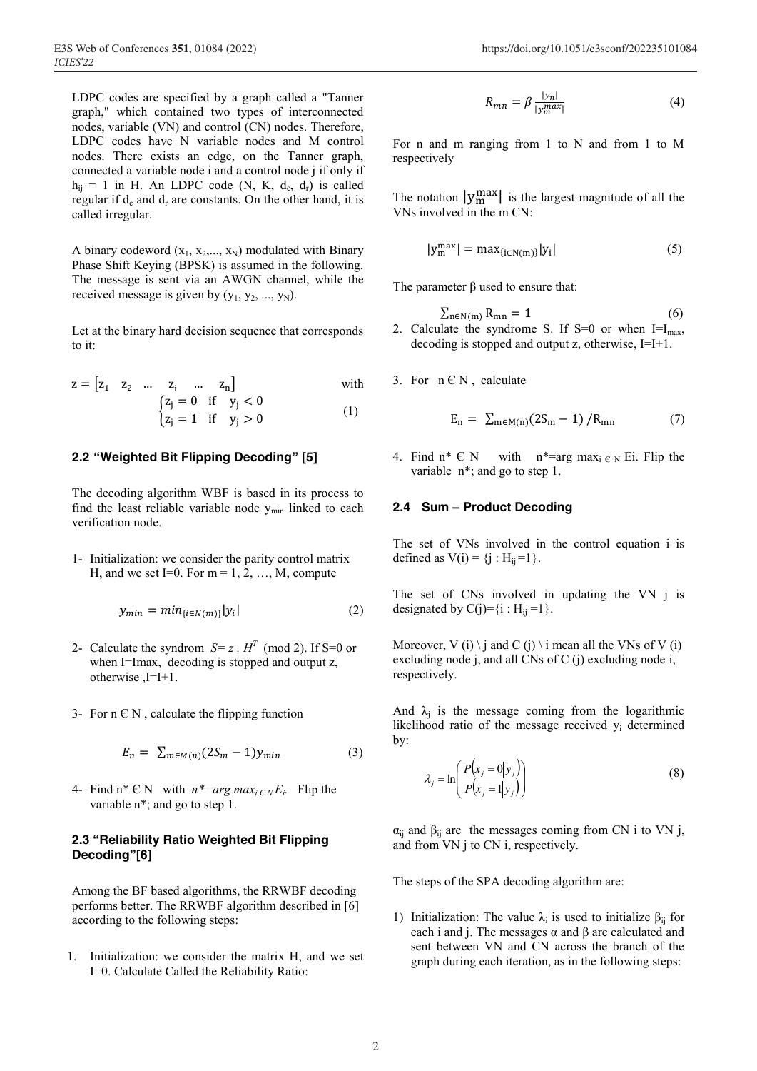LDPC codes are specified by a graph called a "Tanner graph," which contained two types of interconnected nodes, variable (VN) and control (CN) nodes. Therefore, LDPC codes have N variable nodes and M control nodes. There exists an edge, on the Tanner graph, connected a variable node i and a control node j if only if $h_{ij} = 1$ in H. An LDPC code (N, K, $d_c$, $d_r$) is called regular if $d_c$ and $d_r$ are constants. On the other hand, it is called irregular.

A binary codeword ($x_1, x_2, ..., x_N$) modulated with Binary Phase Shift Keying (BPSK) is assumed in the following. The message is sent via an AWGN channel, while the received message is given by ($y_1, y_2, ..., y_N$).

Let at the binary hard decision sequence that corresponds to it:

$$z = \begin{bmatrix} z_1 & z_2 & \dots & z_i & \dots & z_n \end{bmatrix} \quad \text{with} \quad \begin{cases} z_j = 0 & \text{if} \quad y_j < 0 \\ z_j = 1 & \text{if} \quad y_j > 0 \end{cases} \tag{1}$$

## 2.2 "Weighted Bit Flipping Decoding" [5]

The decoding algorithm WBF is based in its process to find the least reliable variable node $y_{min}$ linked to each verification node.

1- Initialization: we consider the parity control matrix H, and we set I=0. For m = 1, 2, …, M, compute

$$y_{min} = min_{\{i \in N(m)\}} |y_i| \tag{2}$$

2- Calculate the syndrom $S = z \,.\, H^T$ (mod 2). If S=0 or when I=Imax, decoding is stopped and output z, otherwise ,I=I+1.

3- For n Є N , calculate the flipping function

$$E_n = \sum_{m \in M(n)} (2S_m - 1) y_{min} \tag{3}$$

4- Find n* Є N with $n^* = arg\ max_{i \in N} E_i$. Flip the variable n*; and go to step 1.

## 2.3 "Reliability Ratio Weighted Bit Flipping Decoding"[6]

Among the BF based algorithms, the RRWBF decoding performs better. The RRWBF algorithm described in [6] according to the following steps:

1. Initialization: we consider the matrix H, and we set I=0. Calculate Called the Reliability Ratio:

$$R_{mn} = \beta \frac{|y_n|}{|y_m^{max}|} \tag{4}$$

For n and m ranging from 1 to N and from 1 to M respectively

The notation $|y_m^{max}|$ is the largest magnitude of all the VNs involved in the m CN:

$$|y_m^{max}| = \max_{\{i \in N(m)\}} |y_i| \tag{5}$$

The parameter β used to ensure that:

$$\sum_{n \in N(m)} R_{mn} = 1 \tag{6}$$

2. Calculate the syndrome S. If S=0 or when $I = I_{max}$, decoding is stopped and output z, otherwise, I=I+1.

3. For n Є N , calculate

$$E_n = \sum_{m \in M(n)} (2S_m - 1) / R_{mn} \tag{7}$$

4. Find n* Є N with n*=arg $max_{i \in N}$ Ei. Flip the variable n*; and go to step 1.

## 2.4 Sum – Product Decoding

The set of VNs involved in the control equation i is defined as V(i) = {j : $H_{ij}$ =1}.

The set of CNs involved in updating the VN j is designated by C(j)={i : $H_{ij}$ =1}.

Moreover, V (i) \ j and C (j) \ i mean all the VNs of V (i) excluding node j, and all CNs of C (j) excluding node i, respectively.

And $\lambda_j$ is the message coming from the logarithmic likelihood ratio of the message received $y_i$ determined by:

$$\lambda_j = \ln\left(\frac{P(x_j = 0 | y_j)}{P(x_j = 1 | y_j)}\right) \tag{8}$$

$\alpha_{ij}$ and $\beta_{ij}$ are the messages coming from CN i to VN j, and from VN j to CN i, respectively.

The steps of the SPA decoding algorithm are:

1) Initialization: The value $\lambda_i$ is used to initialize $\beta_{ij}$ for each i and j. The messages α and β are calculated and sent between VN and CN across the branch of the graph during each iteration, as in the following steps: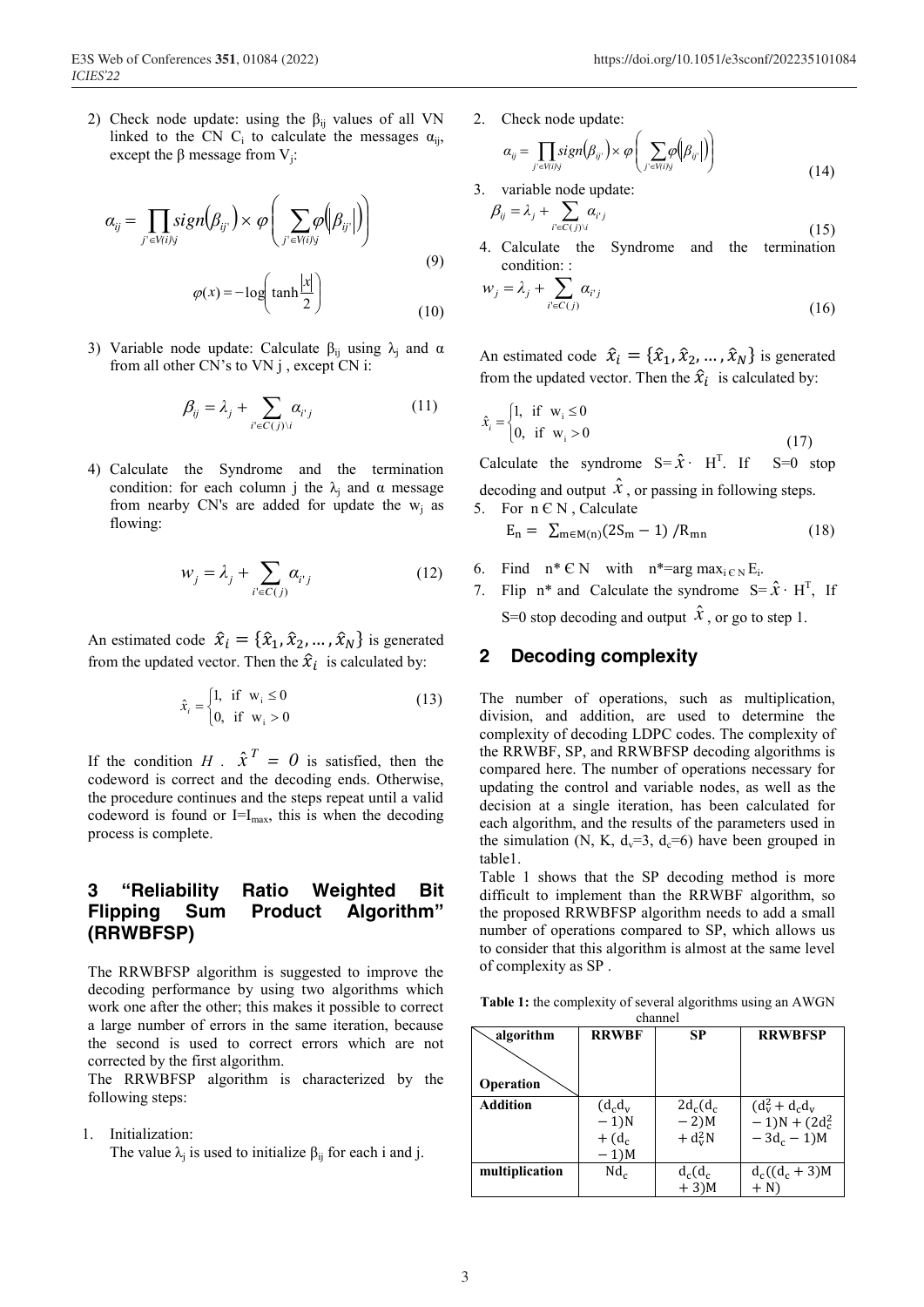2) Check node update: using the $\beta_{ij}$ values of all VN linked to the CN $C_i$ to calculate the messages $\alpha_{ij}$, except the β message from $V_j$:

$$\alpha_{ij} = \prod_{j' \in V(i) \setminus j} sign(\beta_{ij'}) \times \varphi\left(\sum_{j' \in V(i) \setminus j} \varphi(|\beta_{ij'}|)\right) \tag{9}$$

$$\varphi(x) = -\log\left(\tanh\frac{|x|}{2}\right) \tag{10}$$

3) Variable node update: Calculate $\beta_{ij}$ using $\lambda_j$ and α from all other CN's to VN j , except CN i:

$$\beta_{ij} = \lambda_j + \sum_{i' \in C(j) \setminus i} \alpha_{i'j} \tag{11}$$

4) Calculate the Syndrome and the termination condition: for each column j the $\lambda_j$ and α message from nearby CN's are added for update the $w_j$ as flowing:

$$w_j = \lambda_j + \sum_{i' \in C(j)} \alpha_{i'j} \tag{12}$$

An estimated code $\hat{x}_i = \{\hat{x}_1, \hat{x}_2, \dots, \hat{x}_N\}$ is generated from the updated vector. Then the $\hat{x}_i$ is calculated by:

$$\hat{x}_i = \begin{cases} 1, & \text{if } w_i \leq 0 \\ 0, & \text{if } w_i > 0 \end{cases} \tag{13}$$

If the condition $H \cdot \hat{x}^T = 0$ is satisfied, then the codeword is correct and the decoding ends. Otherwise, the procedure continues and the steps repeat until a valid codeword is found or $I=I_{max}$, this is when the decoding process is complete.

## 3 "Reliability Ratio Weighted Bit Flipping Sum Product Algorithm" (RRWBFSP)

The RRWBFSP algorithm is suggested to improve the decoding performance by using two algorithms which work one after the other; this makes it possible to correct a large number of errors in the same iteration, because the second is used to correct errors which are not corrected by the first algorithm.

The RRWBFSP algorithm is characterized by the following steps:

1. Initialization:
   The value $\lambda_j$ is used to initialize $\beta_{ij}$ for each i and j.
2. Check node update:

$$\alpha_{ij} = \prod_{j' \in V(i) \setminus j} sign(\beta_{ij'}) \times \varphi\left(\sum_{j' \in V(i) \setminus j} \varphi(|\beta_{ij'}|)\right) \tag{14}$$

3. variable node update:

$$\beta_{ij} = \lambda_j + \sum_{i' \in C(j) \setminus i} \alpha_{i'j} \tag{15}$$

4. Calculate the Syndrome and the termination condition: :

$$w_j = \lambda_j + \sum_{i' \in C(j)} \alpha_{i'j} \tag{16}$$

An estimated code $\hat{x}_i = \{\hat{x}_1, \hat{x}_2, \dots, \hat{x}_N\}$ is generated from the updated vector. Then the $\hat{x}_i$ is calculated by:

$$\hat{x}_i = \begin{cases} 1, & \text{if } w_i \leq 0 \\ 0, & \text{if } w_i > 0 \end{cases} \tag{17}$$

Calculate the syndrome $S = \hat{x} \cdot H^T$. If $S=0$ stop decoding and output $\hat{x}$, or passing in following steps.

5. For $n \in N$ , Calculate

$$E_n = \sum_{m \in M(n)} (2S_m - 1) / R_{mn} \tag{18}$$

6. Find $n^* \in N$ with $n^* = \arg\max_{i \in N} E_i$.
7. Flip $n^*$ and Calculate the syndrome $S = \hat{x} \cdot H^T$, If $S=0$ stop decoding and output $\hat{x}$, or go to step 1.

## 2 Decoding complexity

The number of operations, such as multiplication, division, and addition, are used to determine the complexity of decoding LDPC codes. The complexity of the RRWBF, SP, and RRWBFSP decoding algorithms is compared here. The number of operations necessary for updating the control and variable nodes, as well as the decision at a single iteration, has been calculated for each algorithm, and the results of the parameters used in the simulation (N, K, $d_v=3$, $d_c=6$) have been grouped in table1.

Table 1 shows that the SP decoding method is more difficult to implement than the RRWBF algorithm, so the proposed RRWBFSP algorithm needs to add a small number of operations compared to SP, which allows us to consider that this algorithm is almost at the same level of complexity as SP .

**Table 1:** the complexity of several algorithms using an AWGN channel

| Operation \ algorithm | RRWBF | SP | RRWBFSP |
|---|---|---|---|
| **Addition** | $(d_c d_v - 1)N + (d_c - 1)M$ | $2d_c(d_c - 2)M + d_v^2 N$ | $(d_v^2 + d_c d_v - 1)N + (2d_c^2 - 3d_c - 1)M$ |
| **multiplication** | $Nd_c$ | $d_c(d_c + 3)M$ | $d_c((d_c + 3)M + N)$ |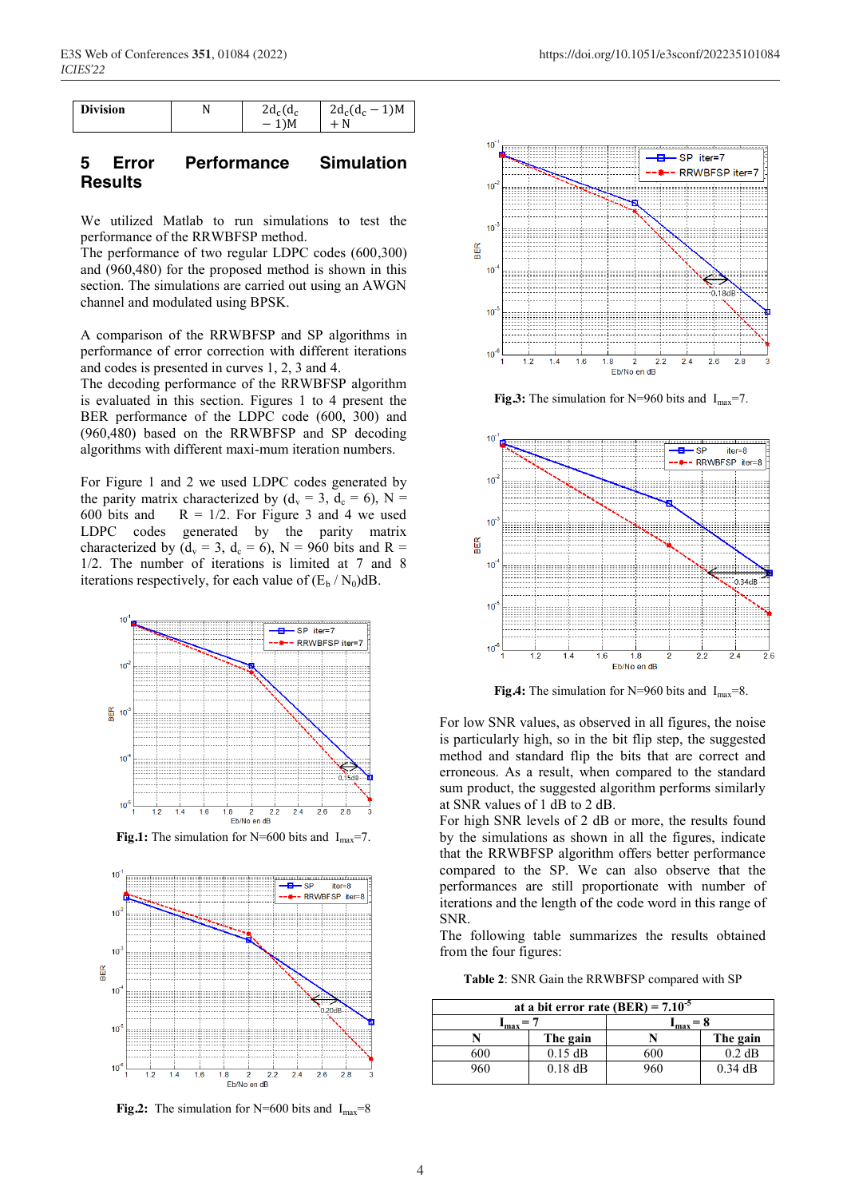| Division | N | $2d_c(d_c - 1)M$ | $2d_c(d_c - 1)M + N$ |
|---|---|---|---|

## 5 Error Performance Simulation Results

We utilized Matlab to run simulations to test the performance of the RRWBFSP method.
The performance of two regular LDPC codes (600,300) and (960,480) for the proposed method is shown in this section. The simulations are carried out using an AWGN channel and modulated using BPSK.

A comparison of the RRWBFSP and SP algorithms in performance of error correction with different iterations and codes is presented in curves 1, 2, 3 and 4.
The decoding performance of the RRWBFSP algorithm is evaluated in this section. Figures 1 to 4 present the BER performance of the LDPC code (600, 300) and (960,480) based on the RRWBFSP and SP decoding algorithms with different maxi-mum iteration numbers.

For Figure 1 and 2 we used LDPC codes generated by the parity matrix characterized by ($d_v = 3$, $d_c = 6$), N = 600 bits and R = 1/2. For Figure 3 and 4 we used LDPC codes generated by the parity matrix characterized by ($d_v = 3$, $d_c = 6$), N = 960 bits and R = 1/2. The number of iterations is limited at 7 and 8 iterations respectively, for each value of ($E_b$ / $N_0$)dB.

**Fig.1:** The simulation for N=600 bits and $I_{max}$=7.

**Fig.2:** The simulation for N=600 bits and $I_{max}$=8

**Fig.3:** The simulation for N=960 bits and $I_{max}$=7.

**Fig.4:** The simulation for N=960 bits and $I_{max}$=8.

For low SNR values, as observed in all figures, the noise is particularly high, so in the bit flip step, the suggested method and standard flip the bits that are correct and erroneous. As a result, when compared to the standard sum product, the suggested algorithm performs similarly at SNR values of 1 dB to 2 dB.
For high SNR levels of 2 dB or more, the results found by the simulations as shown in all the figures, indicate that the RRWBFSP algorithm offers better performance compared to the SP. We can also observe that the performances are still proportionate with number of iterations and the length of the code word in this range of SNR.
The following table summarizes the results obtained from the four figures:

**Table 2**: SNR Gain the RRWBFSP compared with SP

| at a bit error rate (BER) = $7.10^{-5}$ | | | |
|---|---|---|---|
| $I_{max} = 7$ | | $I_{max} = 8$ | |
| **N** | **The gain** | **N** | **The gain** |
| 600 | 0.15 dB | 600 | 0.2 dB |
| 960 | 0.18 dB | 960 | 0.34 dB |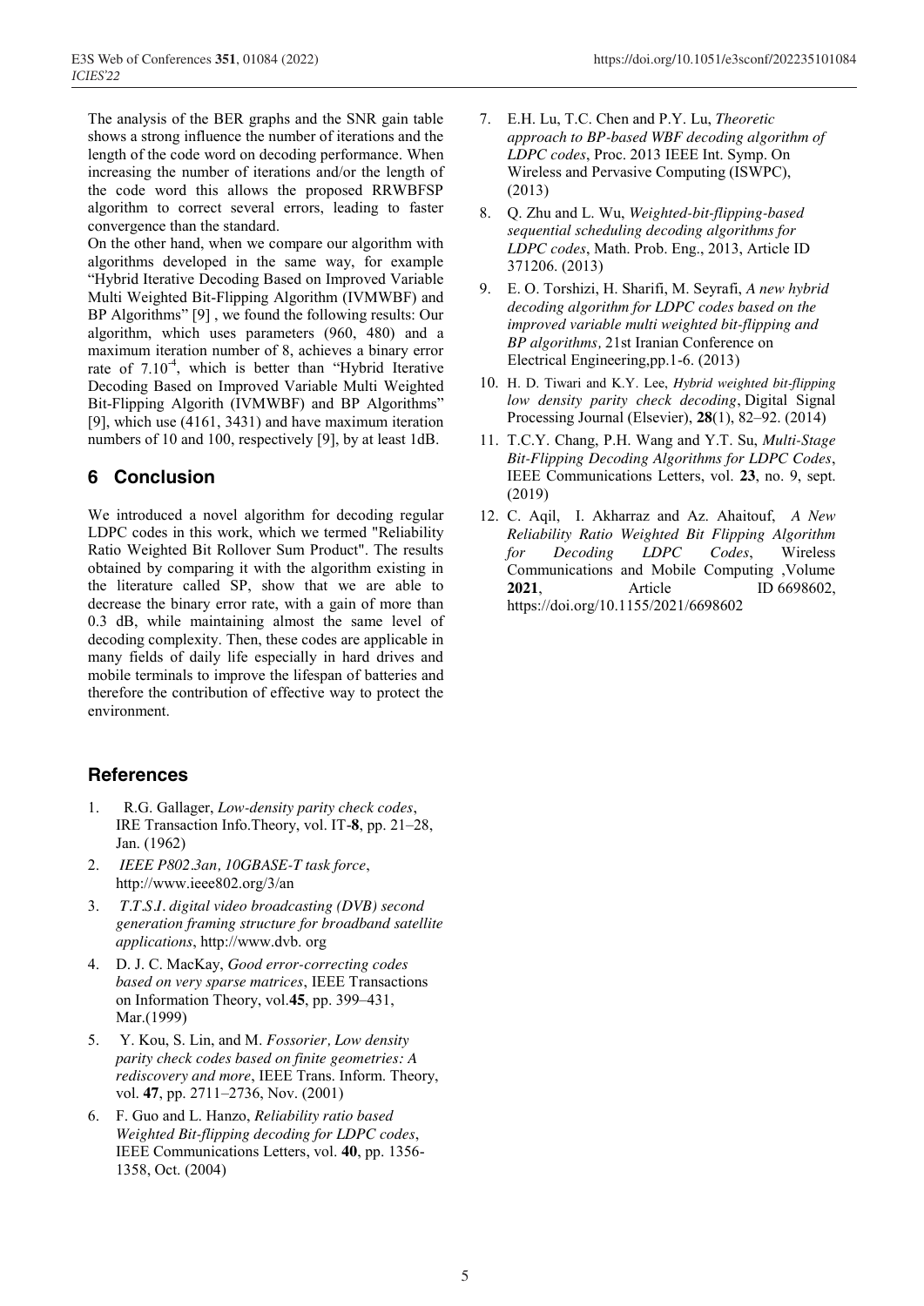The analysis of the BER graphs and the SNR gain table shows a strong influence the number of iterations and the length of the code word on decoding performance. When increasing the number of iterations and/or the length of the code word this allows the proposed RRWBFSP algorithm to correct several errors, leading to faster convergence than the standard.

On the other hand, when we compare our algorithm with algorithms developed in the same way, for example "Hybrid Iterative Decoding Based on Improved Variable Multi Weighted Bit-Flipping Algorithm (IVMWBF) and BP Algorithms" [9] , we found the following results: Our algorithm, which uses parameters (960, 480) and a maximum iteration number of 8, achieves a binary error rate of $7.10^{-4}$, which is better than "Hybrid Iterative Decoding Based on Improved Variable Multi Weighted Bit-Flipping Algorith (IVMWBF) and BP Algorithms" [9], which use (4161, 3431) and have maximum iteration numbers of 10 and 100, respectively [9], by at least 1dB.

## 6 Conclusion

We introduced a novel algorithm for decoding regular LDPC codes in this work, which we termed "Reliability Ratio Weighted Bit Rollover Sum Product". The results obtained by comparing it with the algorithm existing in the literature called SP, show that we are able to decrease the binary error rate, with a gain of more than 0.3 dB, while maintaining almost the same level of decoding complexity. Then, these codes are applicable in many fields of daily life especially in hard drives and mobile terminals to improve the lifespan of batteries and therefore the contribution of effective way to protect the environment.

## References

1. R.G. Gallager, *Low-density parity check codes*, IRE Transaction Info.Theory, vol. IT-**8**, pp. 21–28, Jan. (1962)
2. *IEEE P802.3an, 10GBASE-T task force*, http://www.ieee802.org/3/an
3. *T.T.S.I. digital video broadcasting (DVB) second generation framing structure for broadband satellite applications*, http://www.dvb. org
4. D. J. C. MacKay, *Good error-correcting codes based on very sparse matrices*, IEEE Transactions on Information Theory, vol.**45**, pp. 399–431, Mar.(1999)
5. Y. Kou, S. Lin, and M. Fossorier*, Low density parity check codes based on finite geometries: A rediscovery and more*, IEEE Trans. Inform. Theory, vol. **47**, pp. 2711–2736, Nov. (2001)
6. F. Guo and L. Hanzo, *Reliability ratio based Weighted Bit-flipping decoding for LDPC codes*, IEEE Communications Letters, vol. **40**, pp. 1356-1358, Oct. (2004)
7. E.H. Lu, T.C. Chen and P.Y. Lu, *Theoretic approach to BP-based WBF decoding algorithm of LDPC codes*, Proc. 2013 IEEE Int. Symp. On Wireless and Pervasive Computing (ISWPC), (2013)
8. Q. Zhu and L. Wu, *Weighted-bit-flipping-based sequential scheduling decoding algorithms for LDPC codes*, Math. Prob. Eng., 2013, Article ID 371206. (2013)
9. E. O. Torshizi, H. Sharifi, M. Seyrafi, *A new hybrid decoding algorithm for LDPC codes based on the improved variable multi weighted bit-flipping and BP algorithms,* 21st Iranian Conference on Electrical Engineering,pp.1-6. (2013)
10. H. D. Tiwari and K.Y. Lee, *Hybrid weighted bit-flipping low density parity check decoding*, Digital Signal Processing Journal (Elsevier), **28**(1), 82–92. (2014)
11. T.C.Y. Chang, P.H. Wang and Y.T. Su, *Multi-Stage Bit-Flipping Decoding Algorithms for LDPC Codes*, IEEE Communications Letters, vol. **23**, no. 9, sept. (2019)
12. C. Aqil, I. Akharraz and Az. Ahaitouf, *A New Reliability Ratio Weighted Bit Flipping Algorithm for Decoding LDPC Codes*, Wireless Communications and Mobile Computing ,Volume **2021**, Article ID 6698602, https://doi.org/10.1155/2021/6698602